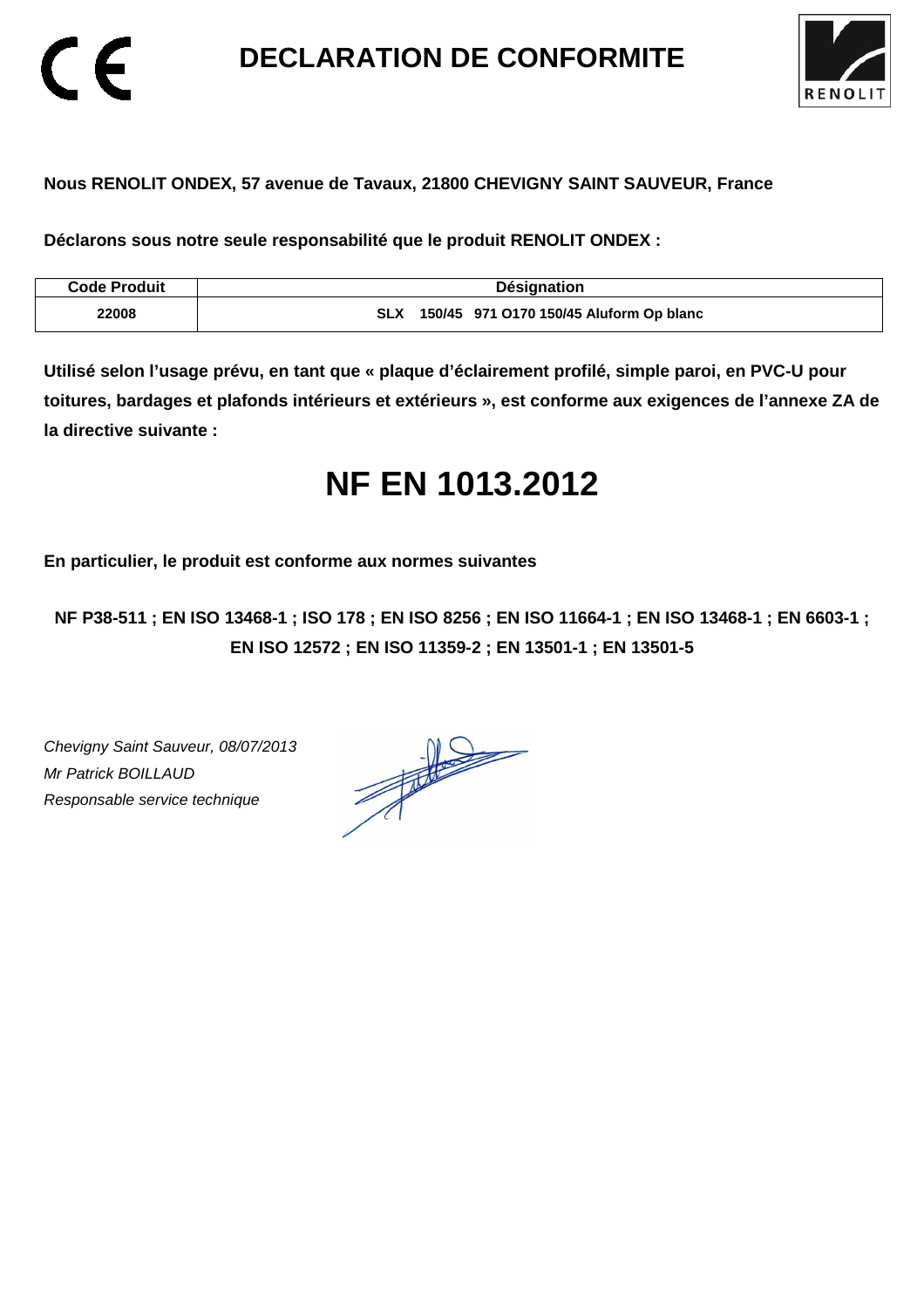# DECLARATION DE CONFORMITE

**Nous RENOLIT ONDEX, 57 avenue de Tavaux, 21800 CHEVIGNY SAINT SAUVEUR, France**

**Déclarons sous notre seule responsabilité que le produit RENOLIT ONDEX :**

| Code Produit | Désignation |
|---|---|
| 22008 | SLX 150/45 971 O170 150/45 Aluform Op blanc |

**Utilisé selon l'usage prévu, en tant que « plaque d'éclairement profilé, simple paroi, en PVC-U pour toitures, bardages et plafonds intérieurs et extérieurs », est conforme aux exigences de l'annexe ZA de la directive suivante :**

# NF EN 1013.2012

**En particulier, le produit est conforme aux normes suivantes**

**NF P38-511 ; EN ISO 13468-1 ; ISO 178 ; EN ISO 8256 ; EN ISO 11664-1 ; EN ISO 13468-1 ; EN 6603-1 ; EN ISO 12572 ; EN ISO 11359-2 ; EN 13501-1 ; EN 13501-5**

*Chevigny Saint Sauveur, 08/07/2013*
*Mr Patrick BOILLAUD*
*Responsable service technique*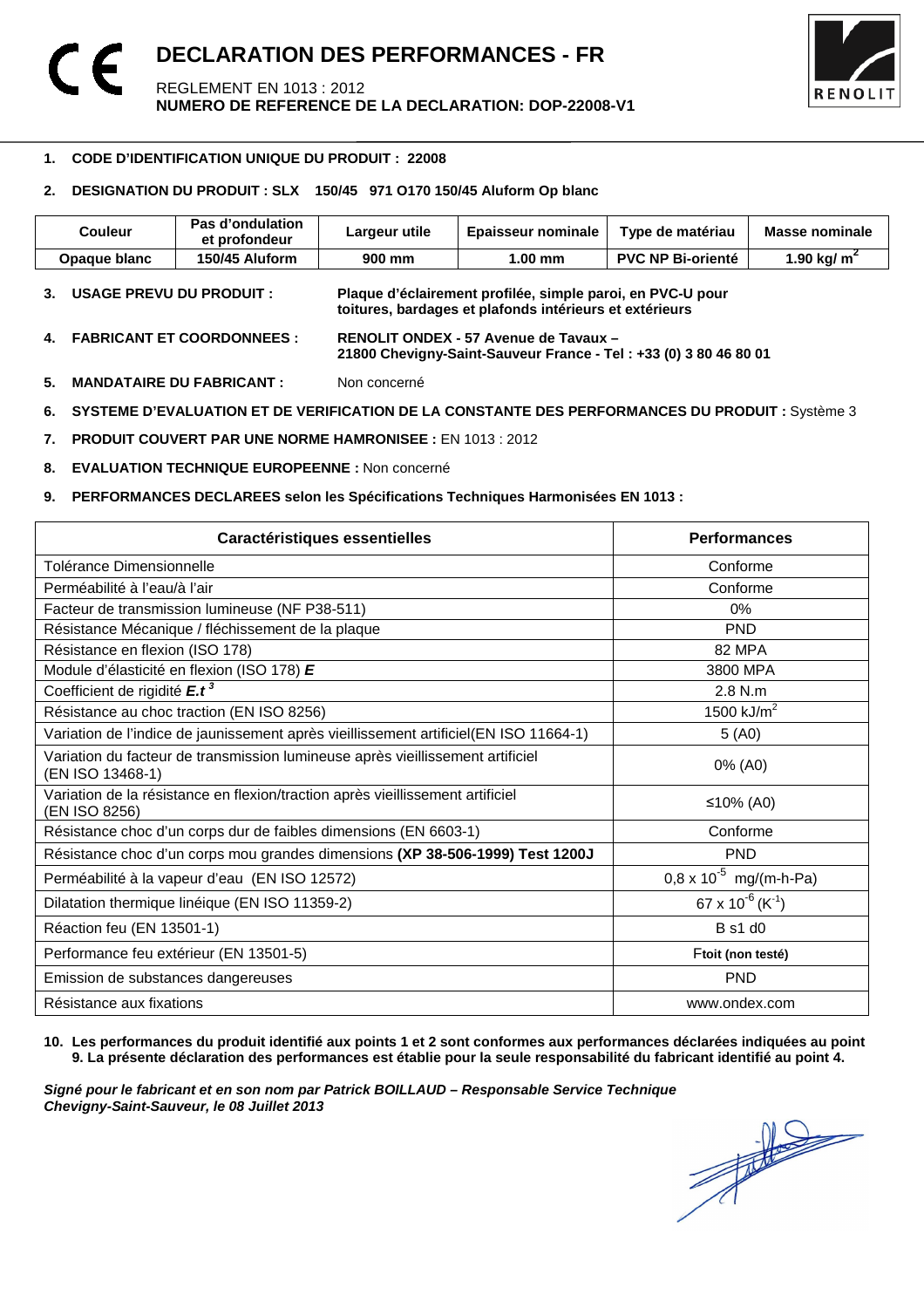# DECLARATION DES PERFORMANCES - FR

REGLEMENT EN 1013 : 2012
**NUMERO DE REFERENCE DE LA DECLARATION: DOP-22008-V1**

1. **CODE D'IDENTIFICATION UNIQUE DU PRODUIT : 22008**
2. **DESIGNATION DU PRODUIT : SLX 150/45 971 O170 150/45 Aluform Op blanc**

| Couleur | Pas d'ondulation et profondeur | Largeur utile | Epaisseur nominale | Type de matériau | Masse nominale |
|---|---|---|---|---|---|
| **Opaque blanc** | **150/45 Aluform** | **900 mm** | **1.00 mm** | **PVC NP Bi-orienté** | **1.90 kg/ $m^2$** |

3. **USAGE PREVU DU PRODUIT :** **Plaque d'éclairement profilée, simple paroi, en PVC-U pour toitures, bardages et plafonds intérieurs et extérieurs**
4. **FABRICANT ET COORDONNEES :** **RENOLIT ONDEX - 57 Avenue de Tavaux – 21800 Chevigny-Saint-Sauveur France - Tel : +33 (0) 3 80 46 80 01**
5. **MANDATAIRE DU FABRICANT :** Non concerné
6. **SYSTEME D'EVALUATION ET DE VERIFICATION DE LA CONSTANTE DES PERFORMANCES DU PRODUIT :** Système 3
7. **PRODUIT COUVERT PAR UNE NORME HAMRONISEE :** EN 1013 : 2012
8. **EVALUATION TECHNIQUE EUROPEENNE :** Non concerné
9. **PERFORMANCES DECLAREES selon les Spécifications Techniques Harmonisées EN 1013 :**

| Caractéristiques essentielles | Performances |
|---|---|
| Tolérance Dimensionnelle | Conforme |
| Perméabilité à l'eau/à l'air | Conforme |
| Facteur de transmission lumineuse (NF P38-511) | 0% |
| Résistance Mécanique / fléchissement de la plaque | PND |
| Résistance en flexion (ISO 178) | 82 MPA |
| Module d'élasticité en flexion (ISO 178) ***E*** | 3800 MPA |
| Coefficient de rigidité $E.t^3$ | 2.8 N.m |
| Résistance au choc traction (EN ISO 8256) | 1500 kJ/$m^2$ |
| Variation de l'indice de jaunissement après vieillissement artificiel(EN ISO 11664-1) | 5 (A0) |
| Variation du facteur de transmission lumineuse après vieillissement artificiel (EN ISO 13468-1) | 0% (A0) |
| Variation de la résistance en flexion/traction après vieillissement artificiel (EN ISO 8256) | ≤10% (A0) |
| Résistance choc d'un corps dur de faibles dimensions (EN 6603-1) | Conforme |
| Résistance choc d'un corps mou grandes dimensions **(XP 38-506-1999) Test 1200J** | PND |
| Perméabilité à la vapeur d'eau (EN ISO 12572) | $0,8 \times 10^{-5}$ mg/(m-h-Pa) |
| Dilatation thermique linéique (EN ISO 11359-2) | $67 \times 10^{-6}$ ($K^{-1}$) |
| Réaction feu (EN 13501-1) | B s1 d0 |
| Performance feu extérieur (EN 13501-5) | F**toit (non testé)** |
| Emission de substances dangereuses | PND |
| Résistance aux fixations | www.ondex.com |

10. **Les performances du produit identifié aux points 1 et 2 sont conformes aux performances déclarées indiquées au point 9. La présente déclaration des performances est établie pour la seule responsabilité du fabricant identifié au point 4.**

***Signé pour le fabricant et en son nom par Patrick BOILLAUD – Responsable Service Technique***
***Chevigny-Saint-Sauveur, le 08 Juillet 2013***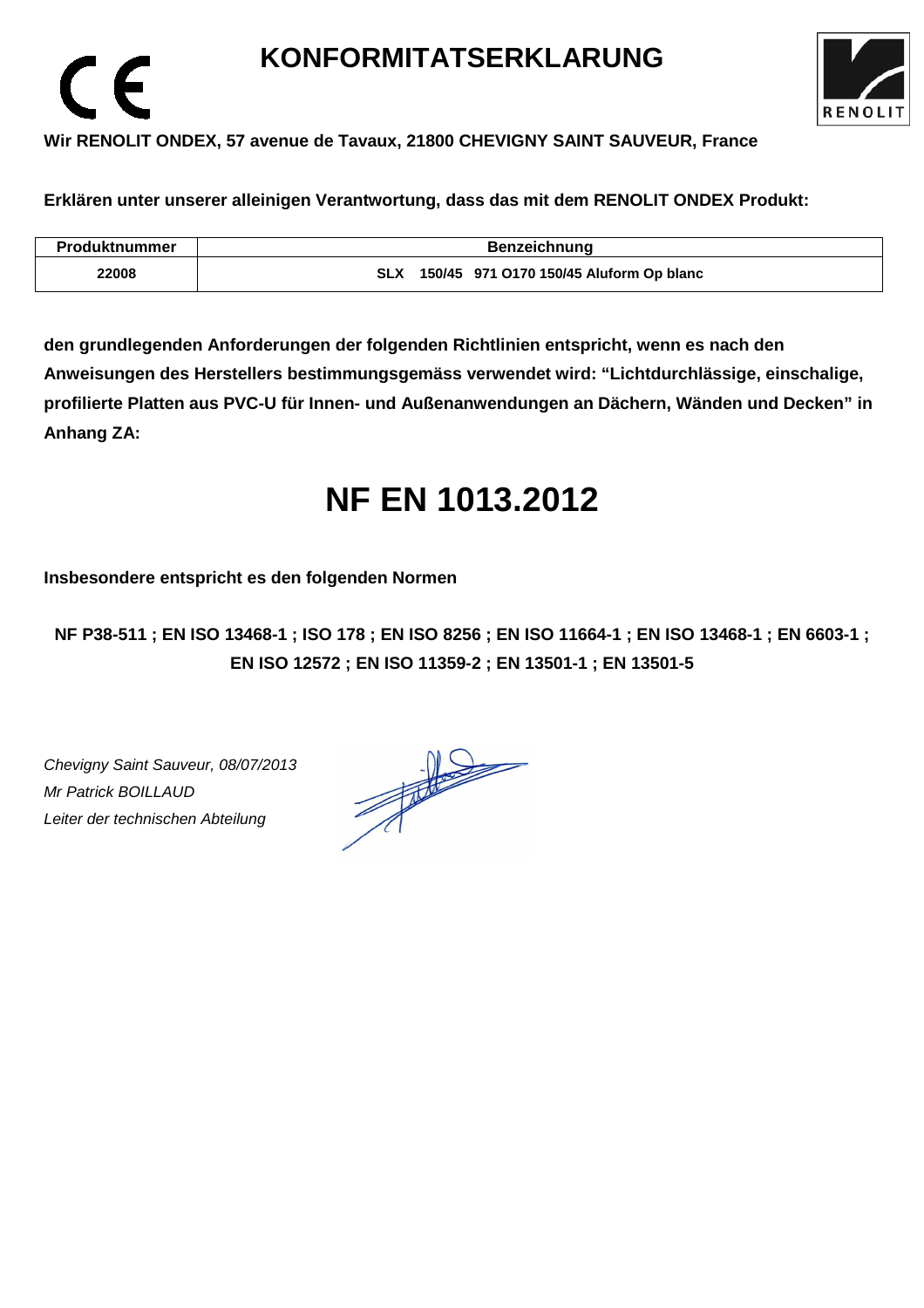# KONFORMITATSERKLARUNG

**Wir RENOLIT ONDEX, 57 avenue de Tavaux, 21800 CHEVIGNY SAINT SAUVEUR, France**

**Erklären unter unserer alleinigen Verantwortung, dass das mit dem RENOLIT ONDEX Produkt:**

| Produktnummer | Benzeichnung |
|---|---|
| 22008 | SLX 150/45 971 O170 150/45 Aluform Op blanc |

**den grundlegenden Anforderungen der folgenden Richtlinien entspricht, wenn es nach den Anweisungen des Herstellers bestimmungsgemäss verwendet wird: "Lichtdurchlässige, einschalige, profilierte Platten aus PVC-U für Innen- und Außenanwendungen an Dächern, Wänden und Decken" in Anhang ZA:**

# NF EN 1013.2012

**Insbesondere entspricht es den folgenden Normen**

**NF P38-511 ; EN ISO 13468-1 ; ISO 178 ; EN ISO 8256 ; EN ISO 11664-1 ; EN ISO 13468-1 ; EN 6603-1 ; EN ISO 12572 ; EN ISO 11359-2 ; EN 13501-1 ; EN 13501-5**

*Chevigny Saint Sauveur, 08/07/2013*
*Mr Patrick BOILLAUD*
*Leiter der technischen Abteilung*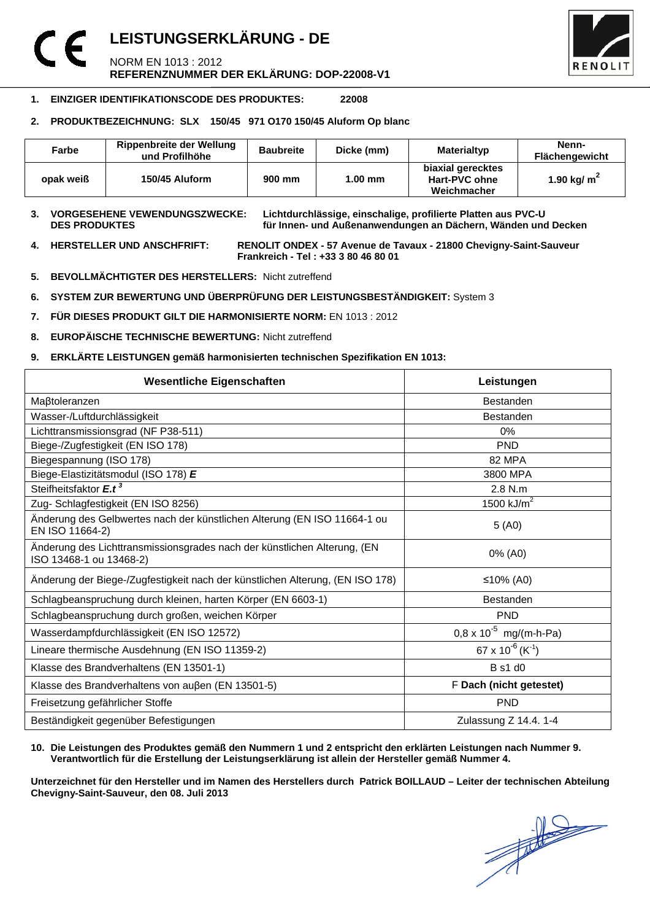# LEISTUNGSERKLÄRUNG - DE

NORM EN 1013 : 2012
**REFERENZNUMMER DER EKLÄRUNG: DOP-22008-V1**

1. **EINZIGER IDENTIFIKATIONSCODE DES PRODUKTES: 22008**

2. **PRODUKTBEZEICHNUNG: SLX 150/45 971 O170 150/45 Aluform Op blanc**

| Farbe | Rippenbreite der Wellung und Profilhöhe | Baubreite | Dicke (mm) | Materialtyp | Nenn-Flächengewicht |
|---|---|---|---|---|---|
| opak weiß | 150/45 Aluform | 900 mm | 1.00 mm | biaxial gerecktes Hart-PVC ohne Weichmacher | 1.90 kg/ $m^2$ |

3. **VORGESEHENE VEWENDUNGSZWECKE: DES PRODUKTES** **Lichtdurchlässige, einschalige, profilierte Platten aus PVC-U für Innen- und Außenanwendungen an Dächern, Wänden und Decken**

4. **HERSTELLER UND ANSCHFRIFT:** **RENOLIT ONDEX - 57 Avenue de Tavaux - 21800 Chevigny-Saint-Sauveur Frankreich - Tel : +33 3 80 46 80 01**

5. **BEVOLLMÄCHTIGTER DES HERSTELLERS:** Nicht zutreffend

6. **SYSTEM ZUR BEWERTUNG UND ÜBERPRÜFUNG DER LEISTUNGSBESTÄNDIGKEIT:** System 3

7. **FÜR DIESES PRODUKT GILT DIE HARMONISIERTE NORM:** EN 1013 : 2012

8. **EUROPÄISCHE TECHNISCHE BEWERTUNG:** Nicht zutreffend

9. **ERKLÄRTE LEISTUNGEN gemäß harmonisierten technischen Spezifikation EN 1013:**

| Wesentliche Eigenschaften | Leistungen |
|---|---|
| Maβtoleranzen | Bestanden |
| Wasser-/Luftdurchlässigkeit | Bestanden |
| Lichttransmissionsgrad (NF P38-511) | 0% |
| Biege-/Zugfestigkeit (EN ISO 178) | PND |
| Biegespannung (ISO 178) | 82 MPA |
| Biege-Elastizitätsmodul (ISO 178) ***E*** | 3800 MPA |
| Steifheitsfaktor $E.t^3$ | 2.8 N.m |
| Zug- Schlagfestigkeit (EN ISO 8256) | 1500 kJ/$m^2$ |
| Änderung des Gelbwertes nach der künstlichen Alterung (EN ISO 11664-1 ou EN ISO 11664-2) | 5 (A0) |
| Änderung des Lichttransmissionsgrades nach der künstlichen Alterung, (EN ISO 13468-1 ou 13468-2) | 0% (A0) |
| Änderung der Biege-/Zugfestigkeit nach der künstlichen Alterung, (EN ISO 178) | ≤10% (A0) |
| Schlagbeanspruchung durch kleinen, harten Körper (EN 6603-1) | Bestanden |
| Schlagbeanspruchung durch großen, weichen Körper | PND |
| Wasserdampfdurchlässigkeit (EN ISO 12572) | $0{,}8 \times 10^{-5}$ mg/(m-h-Pa) |
| Lineare thermische Ausdehnung (EN ISO 11359-2) | $67 \times 10^{-6}$ ($K^{-1}$) |
| Klasse des Brandverhaltens (EN 13501-1) | B s1 d0 |
| Klasse des Brandverhaltens von auβen (EN 13501-5) | F **Dach (nicht getestet)** |
| Freisetzung gefährlicher Stoffe | PND |
| Beständigkeit gegenüber Befestigungen | Zulassung Z 14.4. 1-4 |

10. **Die Leistungen des Produktes gemäß den Nummern 1 und 2 entspricht den erklärten Leistungen nach Nummer 9. Verantwortlich für die Erstellung der Leistungserklärung ist allein der Hersteller gemäß Nummer 4.**

**Unterzeichnet für den Hersteller und im Namen des Herstellers durch Patrick BOILLAUD – Leiter der technischen Abteilung Chevigny-Saint-Sauveur, den 08. Juli 2013**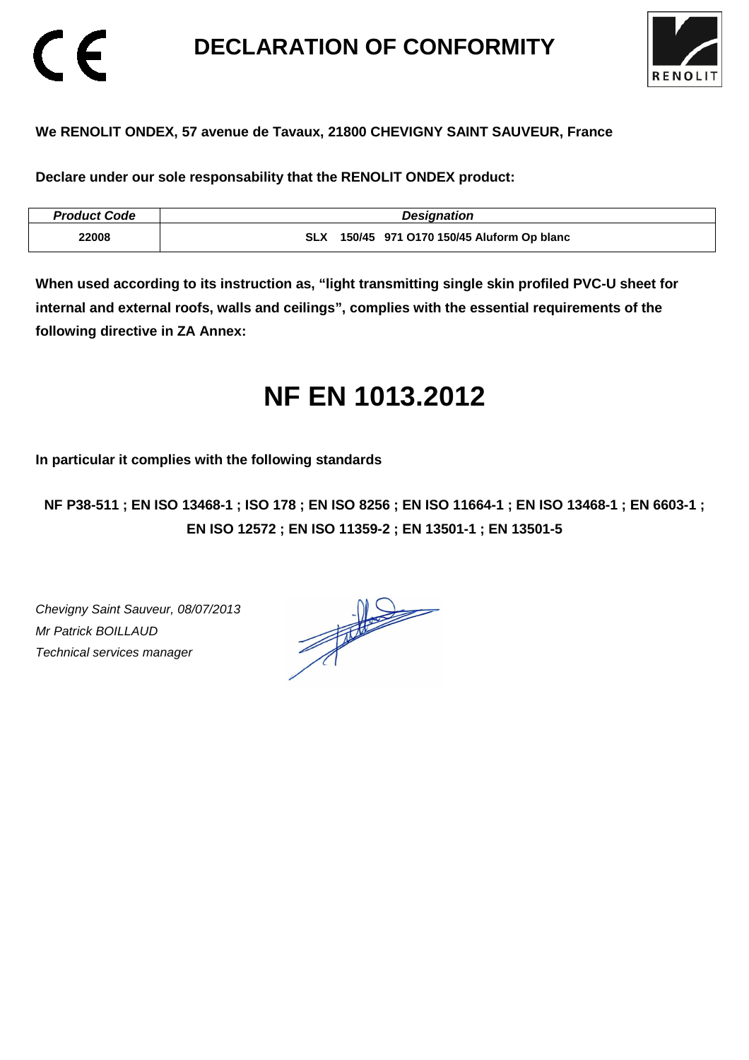# DECLARATION OF CONFORMITY

**We RENOLIT ONDEX, 57 avenue de Tavaux, 21800 CHEVIGNY SAINT SAUVEUR, France**

**Declare under our sole responsability that the RENOLIT ONDEX product:**

| *Product Code* | *Designation* |
| --- | --- |
| **22008** | **SLX 150/45 971 O170 150/45 Aluform Op blanc** |

**When used according to its instruction as, "light transmitting single skin profiled PVC-U sheet for internal and external roofs, walls and ceilings", complies with the essential requirements of the following directive in ZA Annex:**

# NF EN 1013.2012

**In particular it complies with the following standards**

**NF P38-511 ; EN ISO 13468-1 ; ISO 178 ; EN ISO 8256 ; EN ISO 11664-1 ; EN ISO 13468-1 ; EN 6603-1 ; EN ISO 12572 ; EN ISO 11359-2 ; EN 13501-1 ; EN 13501-5**

*Chevigny Saint Sauveur, 08/07/2013*
*Mr Patrick BOILLAUD*
*Technical services manager*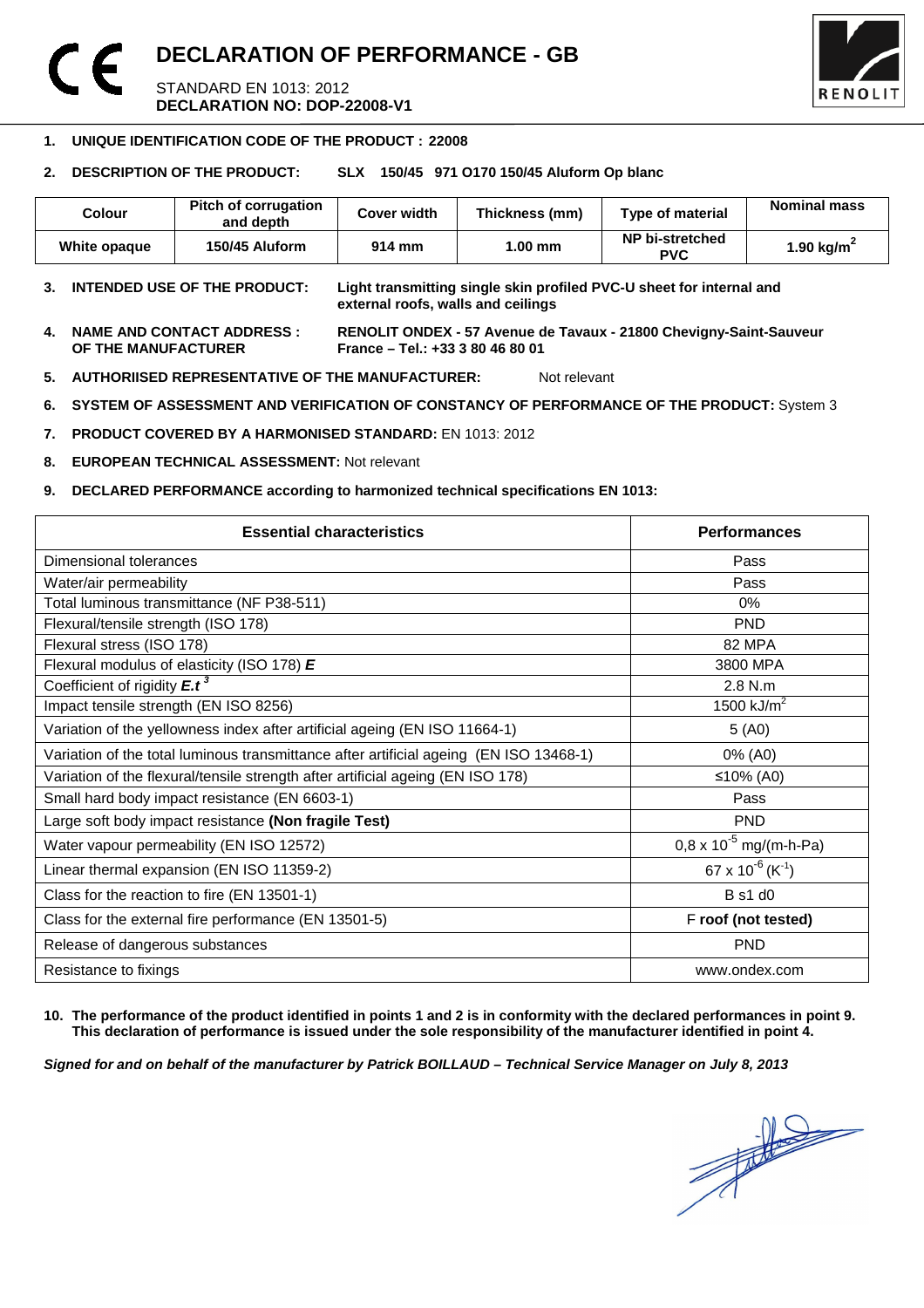# DECLARATION OF PERFORMANCE - GB

STANDARD EN 1013: 2012
**DECLARATION NO: DOP-22008-V1**

**1. UNIQUE IDENTIFICATION CODE OF THE PRODUCT : 22008**

**2. DESCRIPTION OF THE PRODUCT: SLX 150/45 971 O170 150/45 Aluform Op blanc**

| Colour | Pitch of corrugation and depth | Cover width | Thickness (mm) | Type of material | Nominal mass |
|---|---|---|---|---|---|
| White opaque | 150/45 Aluform | 914 mm | 1.00 mm | NP bi-stretched PVC | 1.90 kg/m² |

**3. INTENDED USE OF THE PRODUCT: Light transmitting single skin profiled PVC-U sheet for internal and external roofs, walls and ceilings**

**4. NAME AND CONTACT ADDRESS : OF THE MANUFACTURER** **RENOLIT ONDEX - 57 Avenue de Tavaux - 21800 Chevigny-Saint-Sauveur France – Tel.: +33 3 80 46 80 01**

**5. AUTHORIISED REPRESENTATIVE OF THE MANUFACTURER:** Not relevant

**6. SYSTEM OF ASSESSMENT AND VERIFICATION OF CONSTANCY OF PERFORMANCE OF THE PRODUCT:** System 3

**7. PRODUCT COVERED BY A HARMONISED STANDARD:** EN 1013: 2012

**8. EUROPEAN TECHNICAL ASSESSMENT:** Not relevant

**9. DECLARED PERFORMANCE according to harmonized technical specifications EN 1013:**

| Essential characteristics | Performances |
|---|---|
| Dimensional tolerances | Pass |
| Water/air permeability | Pass |
| Total luminous transmittance (NF P38-511) | 0% |
| Flexural/tensile strength (ISO 178) | PND |
| Flexural stress (ISO 178) | 82 MPA |
| Flexural modulus of elasticity (ISO 178) ***E*** | 3800 MPA |
| Coefficient of rigidity $E.t^3$ | 2.8 N.m |
| Impact tensile strength (EN ISO 8256) | 1500 kJ/m² |
| Variation of the yellowness index after artificial ageing (EN ISO 11664-1) | 5 (A0) |
| Variation of the total luminous transmittance after artificial ageing (EN ISO 13468-1) | 0% (A0) |
| Variation of the flexural/tensile strength after artificial ageing (EN ISO 178) | ≤10% (A0) |
| Small hard body impact resistance (EN 6603-1) | Pass |
| Large soft body impact resistance **(Non fragile Test)** | PND |
| Water vapour permeability (EN ISO 12572) | $0,8 \times 10^{-5}$ mg/(m-h-Pa) |
| Linear thermal expansion (EN ISO 11359-2) | $67 \times 10^{-6}$ ($K^{-1}$) |
| Class for the reaction to fire (EN 13501-1) | B s1 d0 |
| Class for the external fire performance (EN 13501-5) | F **roof (not tested)** |
| Release of dangerous substances | PND |
| Resistance to fixings | www.ondex.com |

**10. The performance of the product identified in points 1 and 2 is in conformity with the declared performances in point 9. This declaration of performance is issued under the sole responsibility of the manufacturer identified in point 4.**

***Signed for and on behalf of the manufacturer by Patrick BOILLAUD – Technical Service Manager on July 8, 2013***